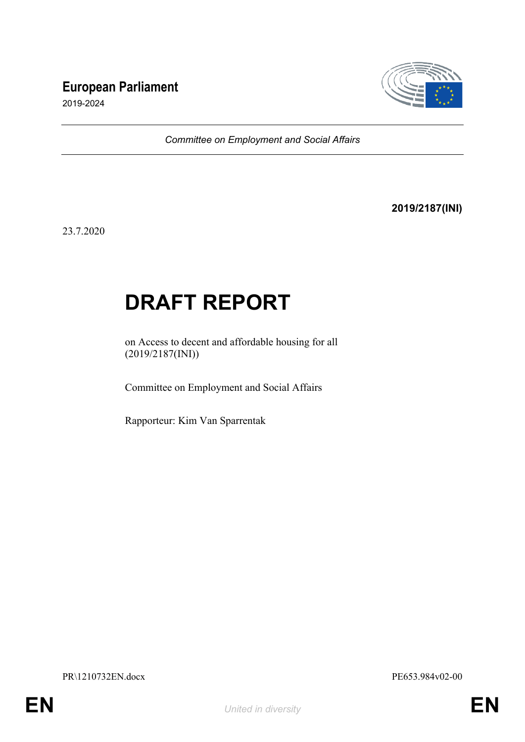**European Parliament**

2019-2024

*Committee on Employment and Social Affairs*

**2019/2187(INI)**

23.7.2020

# DRAFT REPORT

on Access to decent and affordable housing for all
(2019/2187(INI))

Committee on Employment and Social Affairs

Rapporteur: Kim Van Sparrentak

PR\1210732EN.docx PE653.984v02-00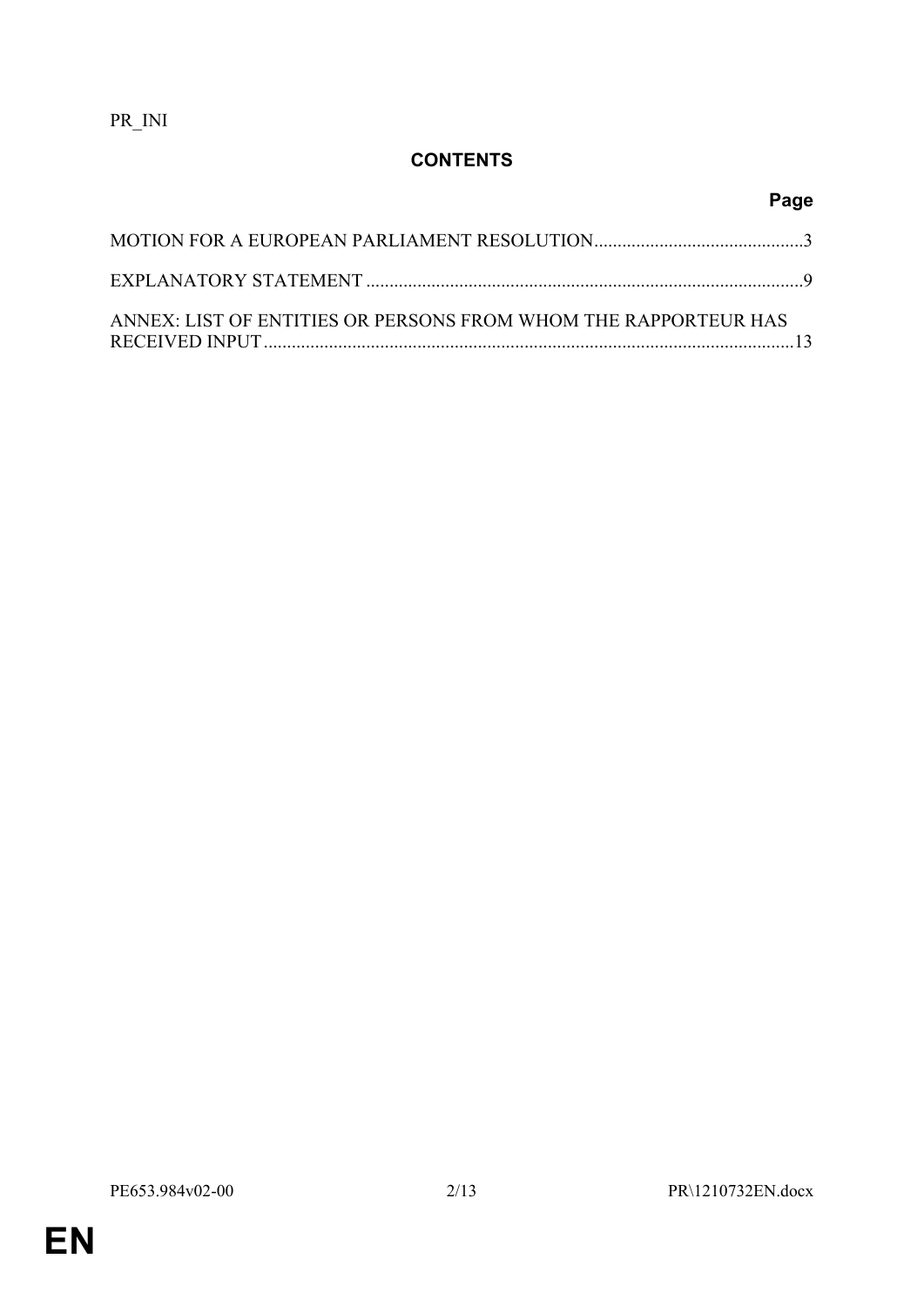PR_INI

## CONTENTS

| | Page |
|---|---|
| MOTION FOR A EUROPEAN PARLIAMENT RESOLUTION | 3 |
| EXPLANATORY STATEMENT | 9 |
| ANNEX: LIST OF ENTITIES OR PERSONS FROM WHOM THE RAPPORTEUR HAS RECEIVED INPUT | 13 |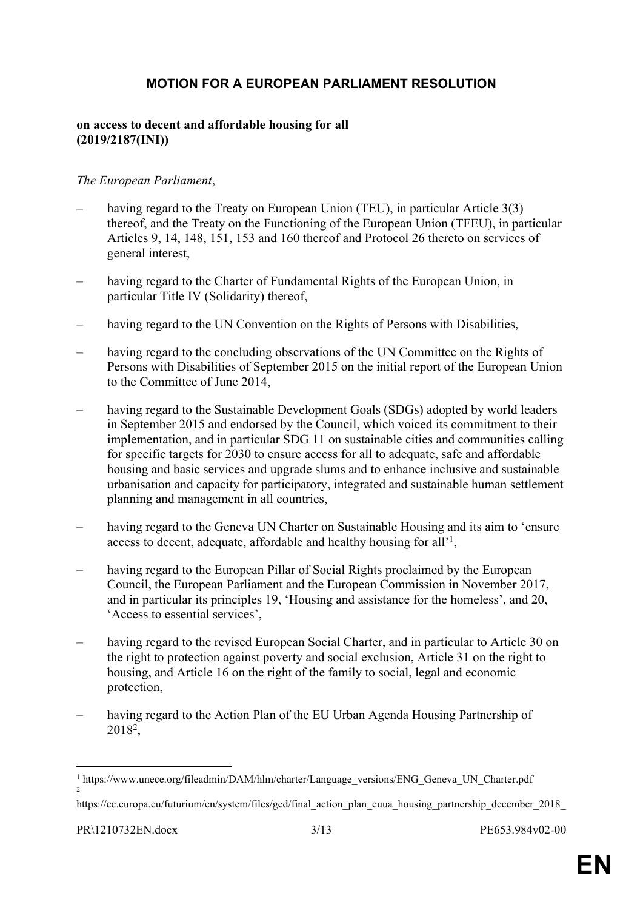## MOTION FOR A EUROPEAN PARLIAMENT RESOLUTION

**on access to decent and affordable housing for all**
**(2019/2187(INI))**

*The European Parliament*,

– having regard to the Treaty on European Union (TEU), in particular Article 3(3) thereof, and the Treaty on the Functioning of the European Union (TFEU), in particular Articles 9, 14, 148, 151, 153 and 160 thereof and Protocol 26 thereto on services of general interest,

– having regard to the Charter of Fundamental Rights of the European Union, in particular Title IV (Solidarity) thereof,

– having regard to the UN Convention on the Rights of Persons with Disabilities,

– having regard to the concluding observations of the UN Committee on the Rights of Persons with Disabilities of September 2015 on the initial report of the European Union to the Committee of June 2014,

– having regard to the Sustainable Development Goals (SDGs) adopted by world leaders in September 2015 and endorsed by the Council, which voiced its commitment to their implementation, and in particular SDG 11 on sustainable cities and communities calling for specific targets for 2030 to ensure access for all to adequate, safe and affordable housing and basic services and upgrade slums and to enhance inclusive and sustainable urbanisation and capacity for participatory, integrated and sustainable human settlement planning and management in all countries,

– having regard to the Geneva UN Charter on Sustainable Housing and its aim to 'ensure access to decent, adequate, affordable and healthy housing for all'[1],

– having regard to the European Pillar of Social Rights proclaimed by the European Council, the European Parliament and the European Commission in November 2017, and in particular its principles 19, 'Housing and assistance for the homeless', and 20, 'Access to essential services',

– having regard to the revised European Social Charter, and in particular to Article 30 on the right to protection against poverty and social exclusion, Article 31 on the right to housing, and Article 16 on the right of the family to social, legal and economic protection,

– having regard to the Action Plan of the EU Urban Agenda Housing Partnership of 2018[2],

---

[1] https://www.unece.org/fileadmin/DAM/hlm/charter/Language_versions/ENG_Geneva_UN_Charter.pdf

[2] https://ec.europa.eu/futurium/en/system/files/ged/final_action_plan_euua_housing_partnership_december_2018_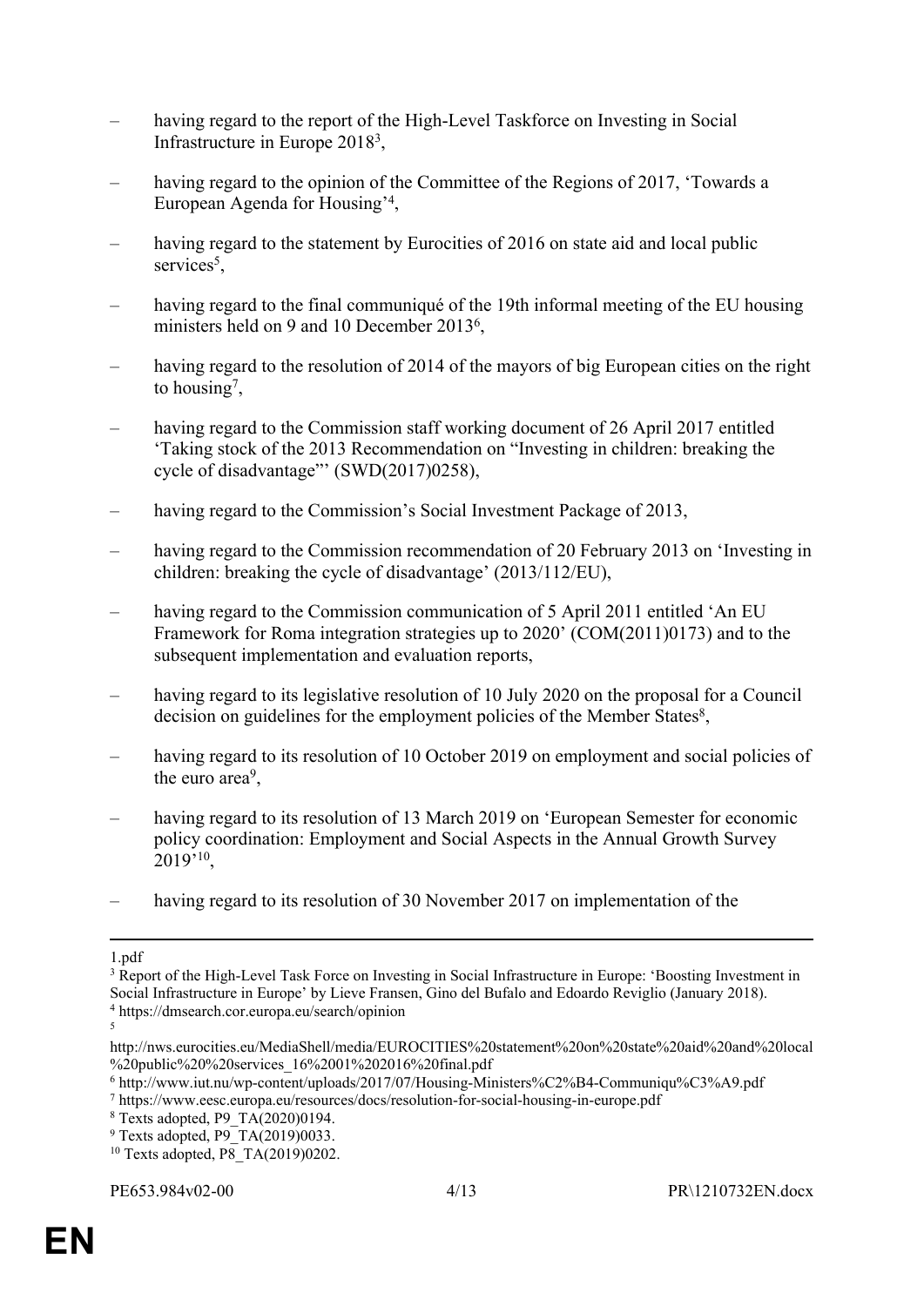– having regard to the report of the High-Level Taskforce on Investing in Social Infrastructure in Europe 2018[3],

– having regard to the opinion of the Committee of the Regions of 2017, 'Towards a European Agenda for Housing'[4],

– having regard to the statement by Eurocities of 2016 on state aid and local public services[5],

– having regard to the final communiqué of the 19th informal meeting of the EU housing ministers held on 9 and 10 December 2013[6],

– having regard to the resolution of 2014 of the mayors of big European cities on the right to housing[7],

– having regard to the Commission staff working document of 26 April 2017 entitled 'Taking stock of the 2013 Recommendation on "Investing in children: breaking the cycle of disadvantage"' (SWD(2017)0258),

– having regard to the Commission's Social Investment Package of 2013,

– having regard to the Commission recommendation of 20 February 2013 on 'Investing in children: breaking the cycle of disadvantage' (2013/112/EU),

– having regard to the Commission communication of 5 April 2011 entitled 'An EU Framework for Roma integration strategies up to 2020' (COM(2011)0173) and to the subsequent implementation and evaluation reports,

– having regard to its legislative resolution of 10 July 2020 on the proposal for a Council decision on guidelines for the employment policies of the Member States[8],

– having regard to its resolution of 10 October 2019 on employment and social policies of the euro area[9],

– having regard to its resolution of 13 March 2019 on 'European Semester for economic policy coordination: Employment and Social Aspects in the Annual Growth Survey 2019'[10],

– having regard to its resolution of 30 November 2017 on implementation of the

---

1.pdf

[3] Report of the High-Level Task Force on Investing in Social Infrastructure in Europe: 'Boosting Investment in Social Infrastructure in Europe' by Lieve Fransen, Gino del Bufalo and Edoardo Reviglio (January 2018).

[4] https://dmsearch.cor.europa.eu/search/opinion

[5] http://nws.eurocities.eu/MediaShell/media/EUROCITIES%20statement%20on%20state%20aid%20and%20local%20public%20%20services_16%2001%202016%20final.pdf

[6] http://www.iut.nu/wp-content/uploads/2017/07/Housing-Ministers%C2%B4-Communiqu%C3%A9.pdf

[7] https://www.eesc.europa.eu/resources/docs/resolution-for-social-housing-in-europe.pdf

[8] Texts adopted, P9_TA(2020)0194.

[9] Texts adopted, P9_TA(2019)0033.

[10] Texts adopted, P8_TA(2019)0202.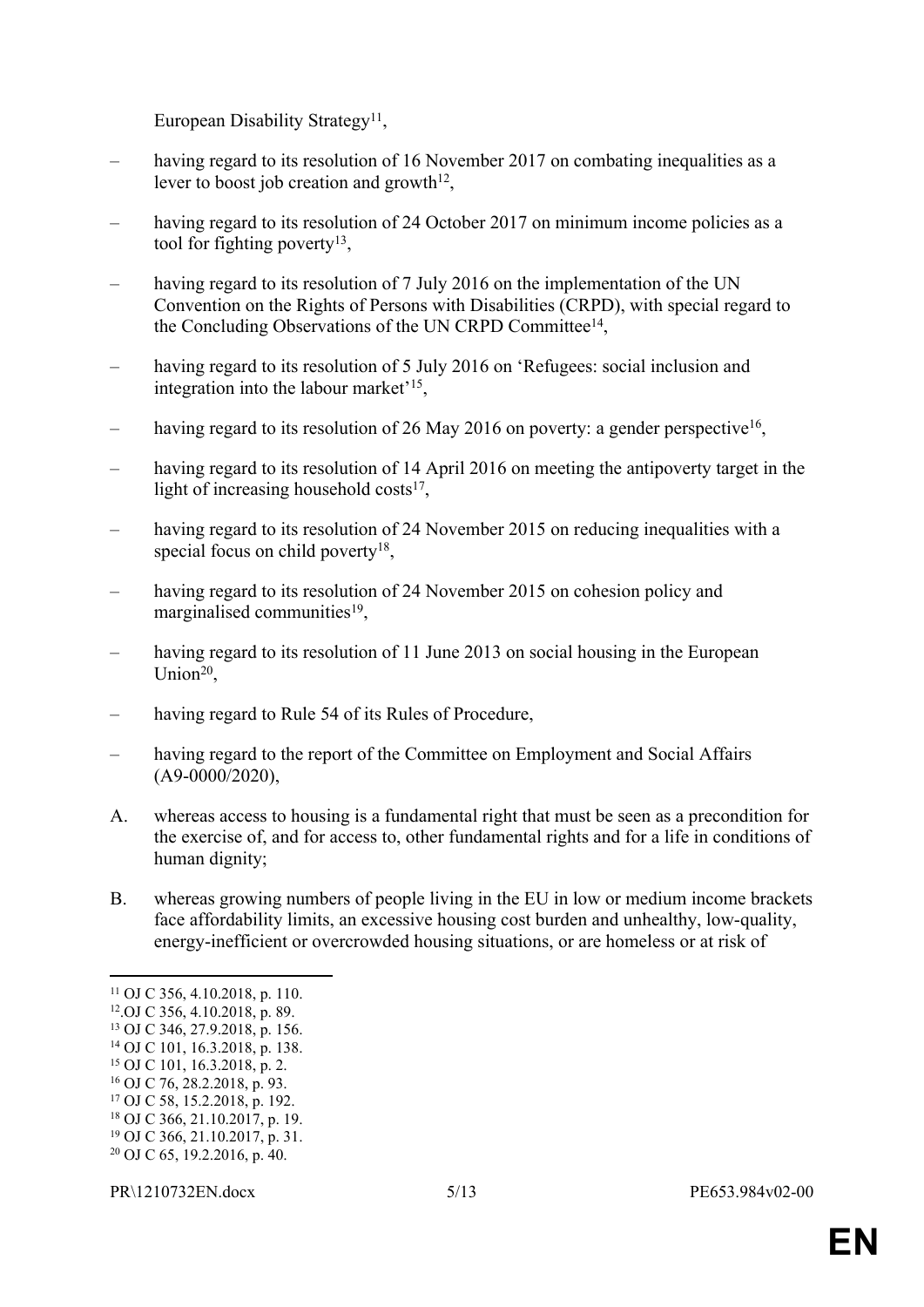European Disability Strategy[11],

– having regard to its resolution of 16 November 2017 on combating inequalities as a lever to boost job creation and growth[12],

– having regard to its resolution of 24 October 2017 on minimum income policies as a tool for fighting poverty[13],

– having regard to its resolution of 7 July 2016 on the implementation of the UN Convention on the Rights of Persons with Disabilities (CRPD), with special regard to the Concluding Observations of the UN CRPD Committee[14],

– having regard to its resolution of 5 July 2016 on 'Refugees: social inclusion and integration into the labour market'[15],

– having regard to its resolution of 26 May 2016 on poverty: a gender perspective[16],

– having regard to its resolution of 14 April 2016 on meeting the antipoverty target in the light of increasing household costs[17],

– having regard to its resolution of 24 November 2015 on reducing inequalities with a special focus on child poverty[18],

– having regard to its resolution of 24 November 2015 on cohesion policy and marginalised communities[19],

– having regard to its resolution of 11 June 2013 on social housing in the European Union[20],

– having regard to Rule 54 of its Rules of Procedure,

– having regard to the report of the Committee on Employment and Social Affairs (A9-0000/2020),

A. whereas access to housing is a fundamental right that must be seen as a precondition for the exercise of, and for access to, other fundamental rights and for a life in conditions of human dignity;

B. whereas growing numbers of people living in the EU in low or medium income brackets face affordability limits, an excessive housing cost burden and unhealthy, low-quality, energy-inefficient or overcrowded housing situations, or are homeless or at risk of

---

[11] OJ C 356, 4.10.2018, p. 110.
[12] OJ C 356, 4.10.2018, p. 89.
[13] OJ C 346, 27.9.2018, p. 156.
[14] OJ C 101, 16.3.2018, p. 138.
[15] OJ C 101, 16.3.2018, p. 2.
[16] OJ C 76, 28.2.2018, p. 93.
[17] OJ C 58, 15.2.2018, p. 192.
[18] OJ C 366, 21.10.2017, p. 19.
[19] OJ C 366, 21.10.2017, p. 31.
[20] OJ C 65, 19.2.2016, p. 40.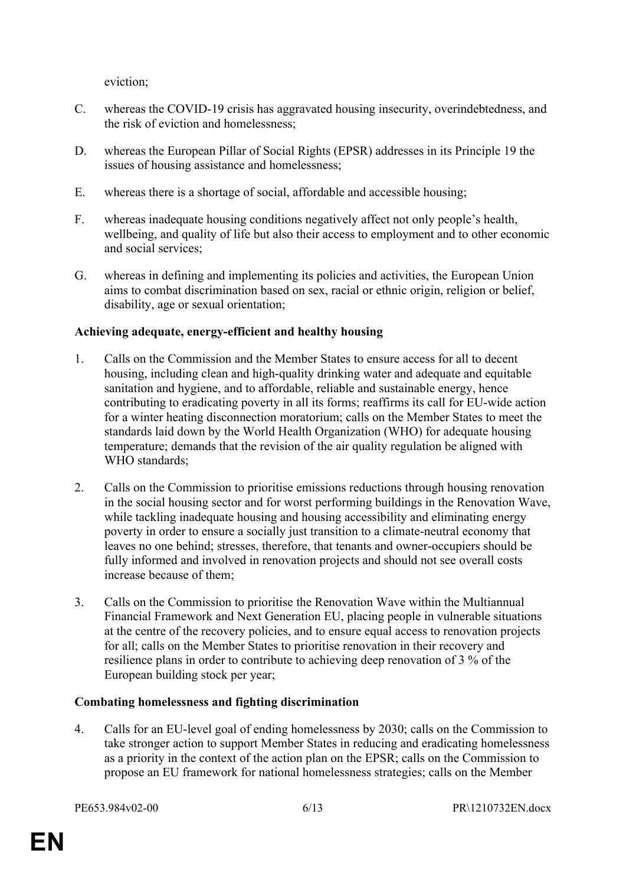eviction;

C. whereas the COVID-19 crisis has aggravated housing insecurity, overindebtedness, and the risk of eviction and homelessness;

D. whereas the European Pillar of Social Rights (EPSR) addresses in its Principle 19 the issues of housing assistance and homelessness;

E. whereas there is a shortage of social, affordable and accessible housing;

F. whereas inadequate housing conditions negatively affect not only people's health, wellbeing, and quality of life but also their access to employment and to other economic and social services;

G. whereas in defining and implementing its policies and activities, the European Union aims to combat discrimination based on sex, racial or ethnic origin, religion or belief, disability, age or sexual orientation;

**Achieving adequate, energy-efficient and healthy housing**

1. Calls on the Commission and the Member States to ensure access for all to decent housing, including clean and high-quality drinking water and adequate and equitable sanitation and hygiene, and to affordable, reliable and sustainable energy, hence contributing to eradicating poverty in all its forms; reaffirms its call for EU-wide action for a winter heating disconnection moratorium; calls on the Member States to meet the standards laid down by the World Health Organization (WHO) for adequate housing temperature; demands that the revision of the air quality regulation be aligned with WHO standards;

2. Calls on the Commission to prioritise emissions reductions through housing renovation in the social housing sector and for worst performing buildings in the Renovation Wave, while tackling inadequate housing and housing accessibility and eliminating energy poverty in order to ensure a socially just transition to a climate-neutral economy that leaves no one behind; stresses, therefore, that tenants and owner-occupiers should be fully informed and involved in renovation projects and should not see overall costs increase because of them;

3. Calls on the Commission to prioritise the Renovation Wave within the Multiannual Financial Framework and Next Generation EU, placing people in vulnerable situations at the centre of the recovery policies, and to ensure equal access to renovation projects for all; calls on the Member States to prioritise renovation in their recovery and resilience plans in order to contribute to achieving deep renovation of 3 % of the European building stock per year;

**Combating homelessness and fighting discrimination**

4. Calls for an EU-level goal of ending homelessness by 2030; calls on the Commission to take stronger action to support Member States in reducing and eradicating homelessness as a priority in the context of the action plan on the EPSR; calls on the Commission to propose an EU framework for national homelessness strategies; calls on the Member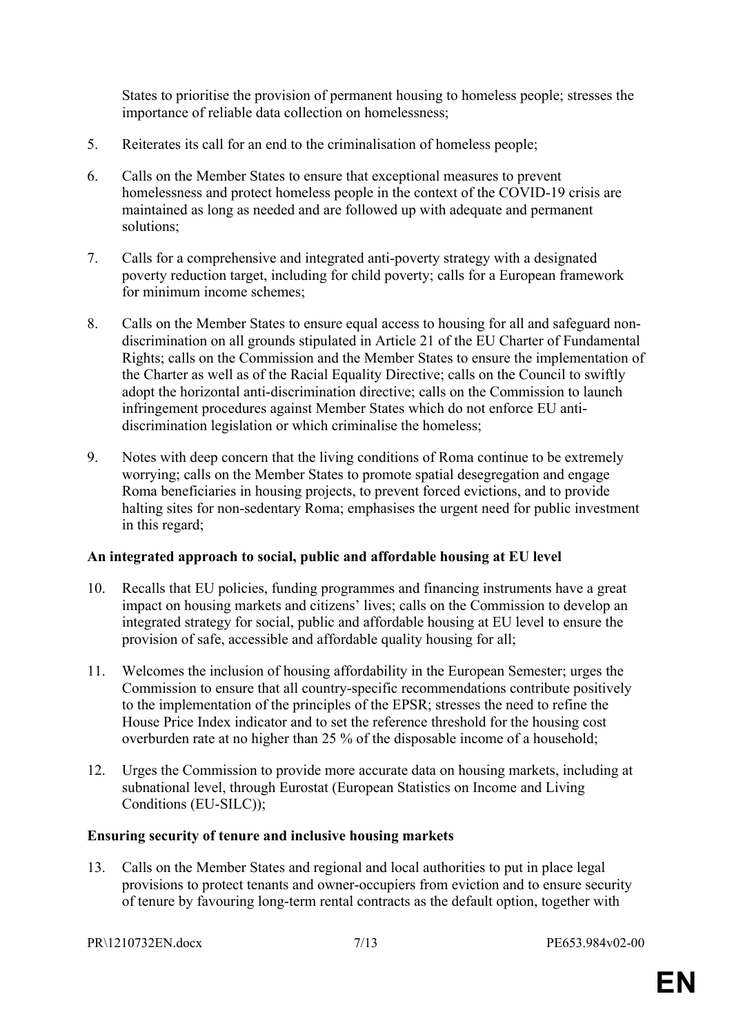States to prioritise the provision of permanent housing to homeless people; stresses the importance of reliable data collection on homelessness;

5. Reiterates its call for an end to the criminalisation of homeless people;

6. Calls on the Member States to ensure that exceptional measures to prevent homelessness and protect homeless people in the context of the COVID-19 crisis are maintained as long as needed and are followed up with adequate and permanent solutions;

7. Calls for a comprehensive and integrated anti-poverty strategy with a designated poverty reduction target, including for child poverty; calls for a European framework for minimum income schemes;

8. Calls on the Member States to ensure equal access to housing for all and safeguard non-discrimination on all grounds stipulated in Article 21 of the EU Charter of Fundamental Rights; calls on the Commission and the Member States to ensure the implementation of the Charter as well as of the Racial Equality Directive; calls on the Council to swiftly adopt the horizontal anti-discrimination directive; calls on the Commission to launch infringement procedures against Member States which do not enforce EU anti-discrimination legislation or which criminalise the homeless;

9. Notes with deep concern that the living conditions of Roma continue to be extremely worrying; calls on the Member States to promote spatial desegregation and engage Roma beneficiaries in housing projects, to prevent forced evictions, and to provide halting sites for non-sedentary Roma; emphasises the urgent need for public investment in this regard;

**An integrated approach to social, public and affordable housing at EU level**

10. Recalls that EU policies, funding programmes and financing instruments have a great impact on housing markets and citizens' lives; calls on the Commission to develop an integrated strategy for social, public and affordable housing at EU level to ensure the provision of safe, accessible and affordable quality housing for all;

11. Welcomes the inclusion of housing affordability in the European Semester; urges the Commission to ensure that all country-specific recommendations contribute positively to the implementation of the principles of the EPSR; stresses the need to refine the House Price Index indicator and to set the reference threshold for the housing cost overburden rate at no higher than 25 % of the disposable income of a household;

12. Urges the Commission to provide more accurate data on housing markets, including at subnational level, through Eurostat (European Statistics on Income and Living Conditions (EU-SILC));

**Ensuring security of tenure and inclusive housing markets**

13. Calls on the Member States and regional and local authorities to put in place legal provisions to protect tenants and owner-occupiers from eviction and to ensure security of tenure by favouring long-term rental contracts as the default option, together with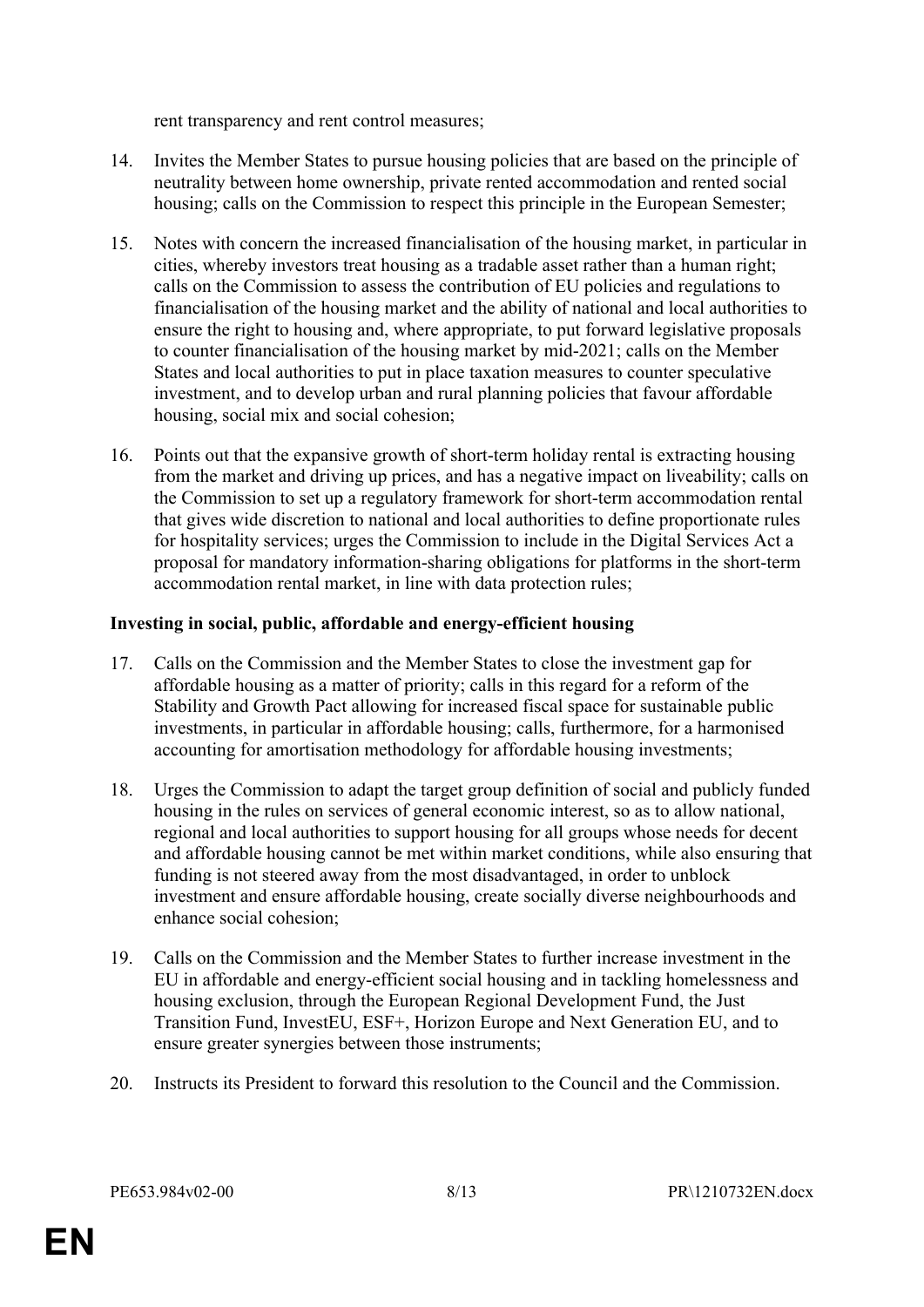rent transparency and rent control measures;

14. Invites the Member States to pursue housing policies that are based on the principle of neutrality between home ownership, private rented accommodation and rented social housing; calls on the Commission to respect this principle in the European Semester;

15. Notes with concern the increased financialisation of the housing market, in particular in cities, whereby investors treat housing as a tradable asset rather than a human right; calls on the Commission to assess the contribution of EU policies and regulations to financialisation of the housing market and the ability of national and local authorities to ensure the right to housing and, where appropriate, to put forward legislative proposals to counter financialisation of the housing market by mid-2021; calls on the Member States and local authorities to put in place taxation measures to counter speculative investment, and to develop urban and rural planning policies that favour affordable housing, social mix and social cohesion;

16. Points out that the expansive growth of short-term holiday rental is extracting housing from the market and driving up prices, and has a negative impact on liveability; calls on the Commission to set up a regulatory framework for short-term accommodation rental that gives wide discretion to national and local authorities to define proportionate rules for hospitality services; urges the Commission to include in the Digital Services Act a proposal for mandatory information-sharing obligations for platforms in the short-term accommodation rental market, in line with data protection rules;

**Investing in social, public, affordable and energy-efficient housing**

17. Calls on the Commission and the Member States to close the investment gap for affordable housing as a matter of priority; calls in this regard for a reform of the Stability and Growth Pact allowing for increased fiscal space for sustainable public investments, in particular in affordable housing; calls, furthermore, for a harmonised accounting for amortisation methodology for affordable housing investments;

18. Urges the Commission to adapt the target group definition of social and publicly funded housing in the rules on services of general economic interest, so as to allow national, regional and local authorities to support housing for all groups whose needs for decent and affordable housing cannot be met within market conditions, while also ensuring that funding is not steered away from the most disadvantaged, in order to unblock investment and ensure affordable housing, create socially diverse neighbourhoods and enhance social cohesion;

19. Calls on the Commission and the Member States to further increase investment in the EU in affordable and energy-efficient social housing and in tackling homelessness and housing exclusion, through the European Regional Development Fund, the Just Transition Fund, InvestEU, ESF+, Horizon Europe and Next Generation EU, and to ensure greater synergies between those instruments;

20. Instructs its President to forward this resolution to the Council and the Commission.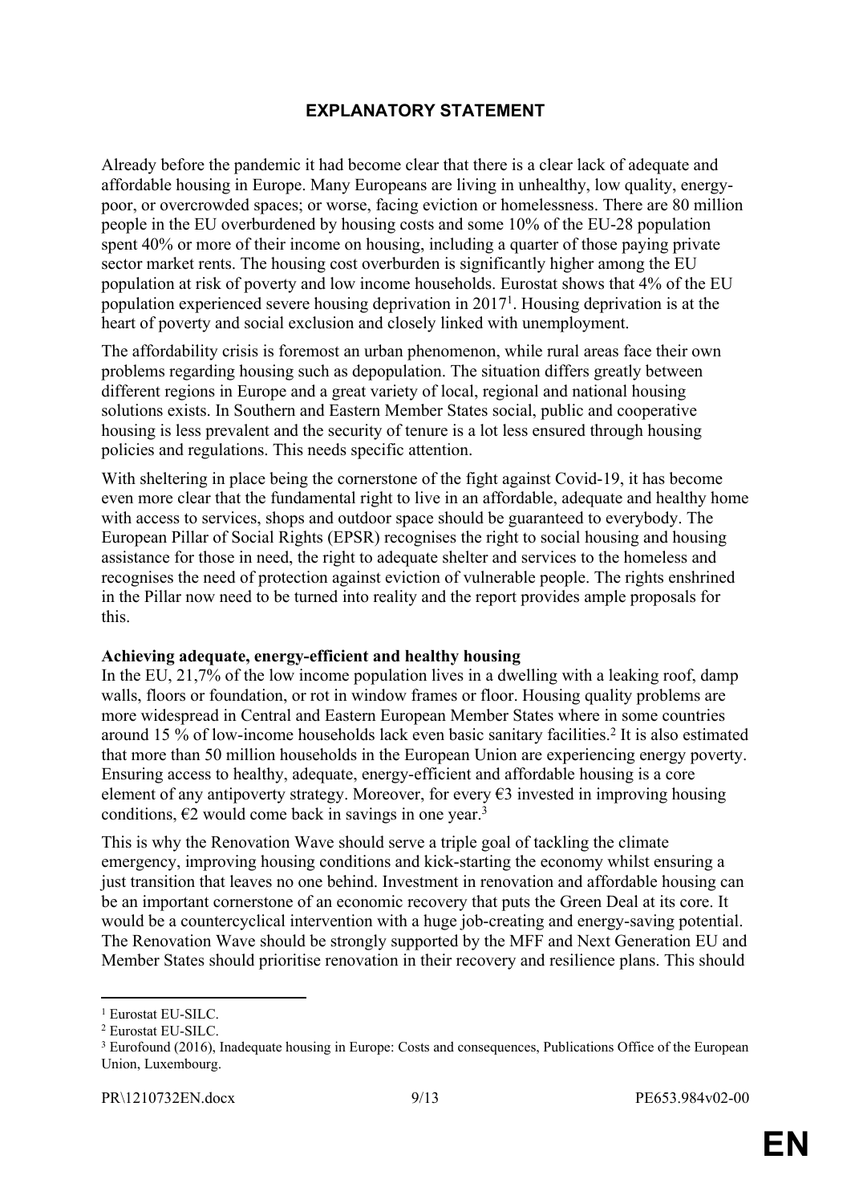# EXPLANATORY STATEMENT

Already before the pandemic it had become clear that there is a clear lack of adequate and affordable housing in Europe. Many Europeans are living in unhealthy, low quality, energy-poor, or overcrowded spaces; or worse, facing eviction or homelessness. There are 80 million people in the EU overburdened by housing costs and some 10% of the EU-28 population spent 40% or more of their income on housing, including a quarter of those paying private sector market rents. The housing cost overburden is significantly higher among the EU population at risk of poverty and low income households. Eurostat shows that 4% of the EU population experienced severe housing deprivation in 2017[1]. Housing deprivation is at the heart of poverty and social exclusion and closely linked with unemployment.

The affordability crisis is foremost an urban phenomenon, while rural areas face their own problems regarding housing such as depopulation. The situation differs greatly between different regions in Europe and a great variety of local, regional and national housing solutions exists. In Southern and Eastern Member States social, public and cooperative housing is less prevalent and the security of tenure is a lot less ensured through housing policies and regulations. This needs specific attention.

With sheltering in place being the cornerstone of the fight against Covid-19, it has become even more clear that the fundamental right to live in an affordable, adequate and healthy home with access to services, shops and outdoor space should be guaranteed to everybody. The European Pillar of Social Rights (EPSR) recognises the right to social housing and housing assistance for those in need, the right to adequate shelter and services to the homeless and recognises the need of protection against eviction of vulnerable people. The rights enshrined in the Pillar now need to be turned into reality and the report provides ample proposals for this.

**Achieving adequate, energy-efficient and healthy housing**

In the EU, 21,7% of the low income population lives in a dwelling with a leaking roof, damp walls, floors or foundation, or rot in window frames or floor. Housing quality problems are more widespread in Central and Eastern European Member States where in some countries around 15 % of low-income households lack even basic sanitary facilities.[2] It is also estimated that more than 50 million households in the European Union are experiencing energy poverty. Ensuring access to healthy, adequate, energy-efficient and affordable housing is a core element of any antipoverty strategy. Moreover, for every €3 invested in improving housing conditions, €2 would come back in savings in one year.[3]

This is why the Renovation Wave should serve a triple goal of tackling the climate emergency, improving housing conditions and kick-starting the economy whilst ensuring a just transition that leaves no one behind. Investment in renovation and affordable housing can be an important cornerstone of an economic recovery that puts the Green Deal at its core. It would be a countercyclical intervention with a huge job-creating and energy-saving potential. The Renovation Wave should be strongly supported by the MFF and Next Generation EU and Member States should prioritise renovation in their recovery and resilience plans. This should

---

[1] Eurostat EU-SILC.

[2] Eurostat EU-SILC.

[3] Eurofound (2016), Inadequate housing in Europe: Costs and consequences, Publications Office of the European Union, Luxembourg.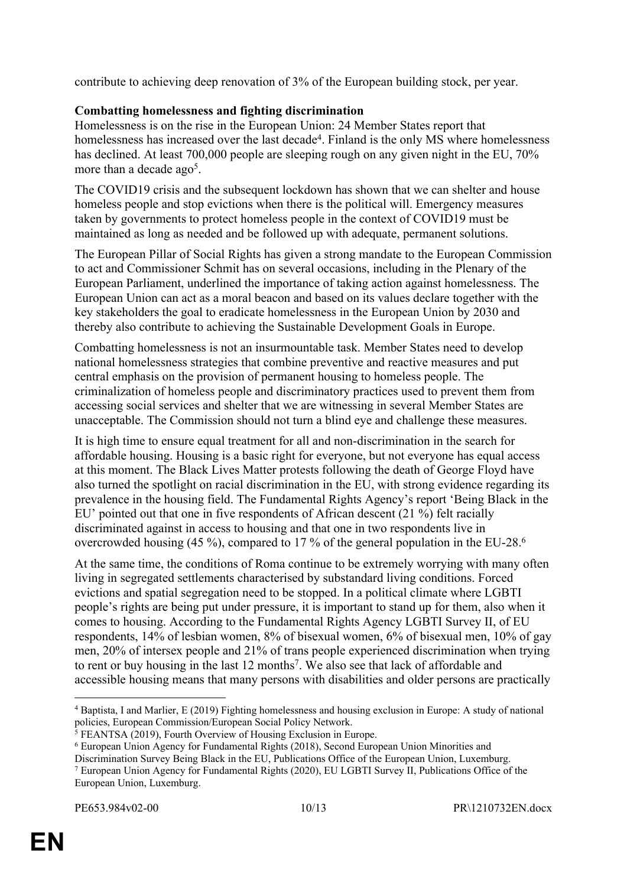contribute to achieving deep renovation of 3% of the European building stock, per year.

**Combatting homelessness and fighting discrimination**

Homelessness is on the rise in the European Union: 24 Member States report that homelessness has increased over the last decade[4]. Finland is the only MS where homelessness has declined. At least 700,000 people are sleeping rough on any given night in the EU, 70% more than a decade ago[5].

The COVID19 crisis and the subsequent lockdown has shown that we can shelter and house homeless people and stop evictions when there is the political will. Emergency measures taken by governments to protect homeless people in the context of COVID19 must be maintained as long as needed and be followed up with adequate, permanent solutions.

The European Pillar of Social Rights has given a strong mandate to the European Commission to act and Commissioner Schmit has on several occasions, including in the Plenary of the European Parliament, underlined the importance of taking action against homelessness. The European Union can act as a moral beacon and based on its values declare together with the key stakeholders the goal to eradicate homelessness in the European Union by 2030 and thereby also contribute to achieving the Sustainable Development Goals in Europe.

Combatting homelessness is not an insurmountable task. Member States need to develop national homelessness strategies that combine preventive and reactive measures and put central emphasis on the provision of permanent housing to homeless people. The criminalization of homeless people and discriminatory practices used to prevent them from accessing social services and shelter that we are witnessing in several Member States are unacceptable. The Commission should not turn a blind eye and challenge these measures.

It is high time to ensure equal treatment for all and non-discrimination in the search for affordable housing. Housing is a basic right for everyone, but not everyone has equal access at this moment. The Black Lives Matter protests following the death of George Floyd have also turned the spotlight on racial discrimination in the EU, with strong evidence regarding its prevalence in the housing field. The Fundamental Rights Agency's report 'Being Black in the EU' pointed out that one in five respondents of African descent (21 %) felt racially discriminated against in access to housing and that one in two respondents live in overcrowded housing (45 %), compared to 17 % of the general population in the EU-28.[6]

At the same time, the conditions of Roma continue to be extremely worrying with many often living in segregated settlements characterised by substandard living conditions. Forced evictions and spatial segregation need to be stopped. In a political climate where LGBTI people's rights are being put under pressure, it is important to stand up for them, also when it comes to housing. According to the Fundamental Rights Agency LGBTI Survey II, of EU respondents, 14% of lesbian women, 8% of bisexual women, 6% of bisexual men, 10% of gay men, 20% of intersex people and 21% of trans people experienced discrimination when trying to rent or buy housing in the last 12 months[7]. We also see that lack of affordable and accessible housing means that many persons with disabilities and older persons are practically

---

[4] Baptista, I and Marlier, E (2019) Fighting homelessness and housing exclusion in Europe: A study of national policies, European Commission/European Social Policy Network.

[5] FEANTSA (2019), Fourth Overview of Housing Exclusion in Europe.

[6] European Union Agency for Fundamental Rights (2018), Second European Union Minorities and Discrimination Survey Being Black in the EU, Publications Office of the European Union, Luxemburg.

[7] European Union Agency for Fundamental Rights (2020), EU LGBTI Survey II, Publications Office of the European Union, Luxemburg.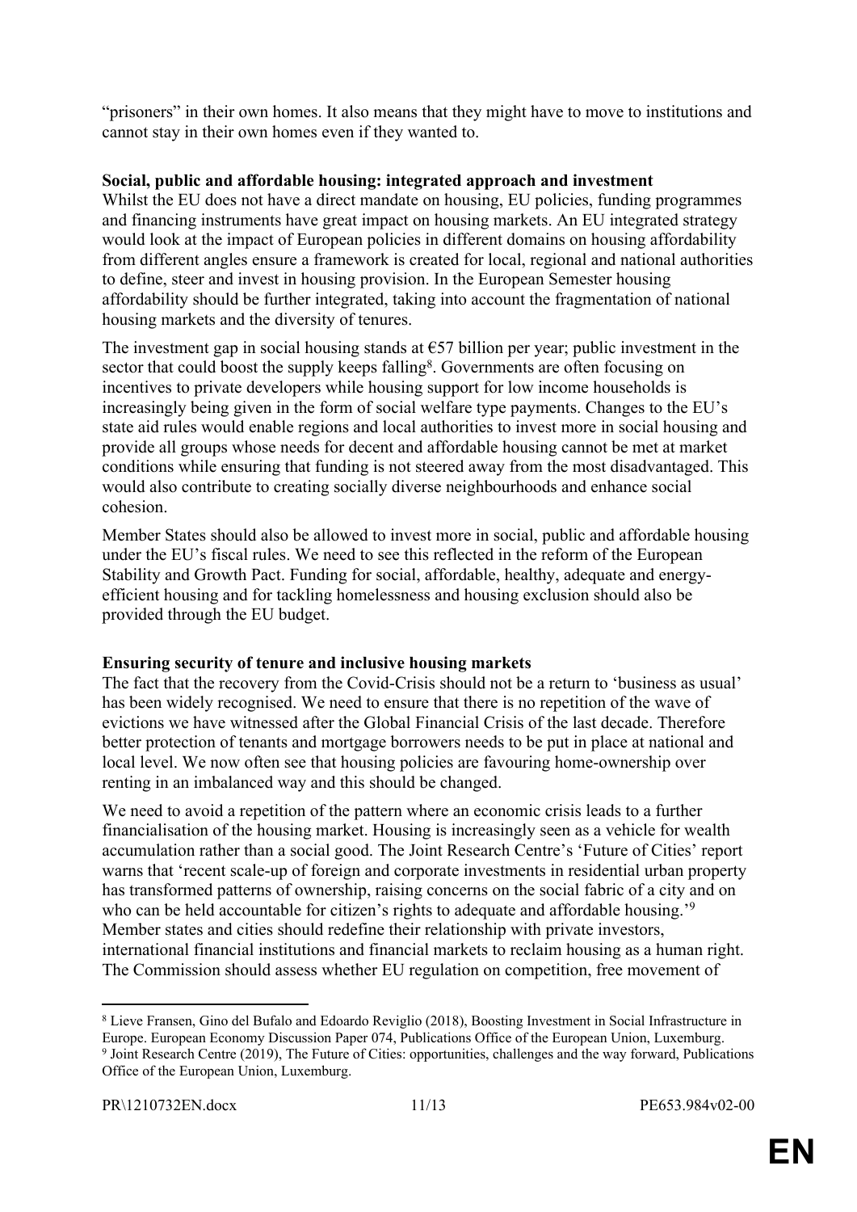"prisoners" in their own homes. It also means that they might have to move to institutions and cannot stay in their own homes even if they wanted to.

**Social, public and affordable housing: integrated approach and investment**

Whilst the EU does not have a direct mandate on housing, EU policies, funding programmes and financing instruments have great impact on housing markets. An EU integrated strategy would look at the impact of European policies in different domains on housing affordability from different angles ensure a framework is created for local, regional and national authorities to define, steer and invest in housing provision. In the European Semester housing affordability should be further integrated, taking into account the fragmentation of national housing markets and the diversity of tenures.

The investment gap in social housing stands at €57 billion per year; public investment in the sector that could boost the supply keeps falling[8]. Governments are often focusing on incentives to private developers while housing support for low income households is increasingly being given in the form of social welfare type payments. Changes to the EU's state aid rules would enable regions and local authorities to invest more in social housing and provide all groups whose needs for decent and affordable housing cannot be met at market conditions while ensuring that funding is not steered away from the most disadvantaged. This would also contribute to creating socially diverse neighbourhoods and enhance social cohesion.

Member States should also be allowed to invest more in social, public and affordable housing under the EU's fiscal rules. We need to see this reflected in the reform of the European Stability and Growth Pact. Funding for social, affordable, healthy, adequate and energy-efficient housing and for tackling homelessness and housing exclusion should also be provided through the EU budget.

**Ensuring security of tenure and inclusive housing markets**

The fact that the recovery from the Covid-Crisis should not be a return to 'business as usual' has been widely recognised. We need to ensure that there is no repetition of the wave of evictions we have witnessed after the Global Financial Crisis of the last decade. Therefore better protection of tenants and mortgage borrowers needs to be put in place at national and local level. We now often see that housing policies are favouring home-ownership over renting in an imbalanced way and this should be changed.

We need to avoid a repetition of the pattern where an economic crisis leads to a further financialisation of the housing market. Housing is increasingly seen as a vehicle for wealth accumulation rather than a social good. The Joint Research Centre's 'Future of Cities' report warns that 'recent scale-up of foreign and corporate investments in residential urban property has transformed patterns of ownership, raising concerns on the social fabric of a city and on who can be held accountable for citizen's rights to adequate and affordable housing.'[9] Member states and cities should redefine their relationship with private investors, international financial institutions and financial markets to reclaim housing as a human right. The Commission should assess whether EU regulation on competition, free movement of

---

[8] Lieve Fransen, Gino del Bufalo and Edoardo Reviglio (2018), Boosting Investment in Social Infrastructure in Europe. European Economy Discussion Paper 074, Publications Office of the European Union, Luxemburg.

[9] Joint Research Centre (2019), The Future of Cities: opportunities, challenges and the way forward, Publications Office of the European Union, Luxemburg.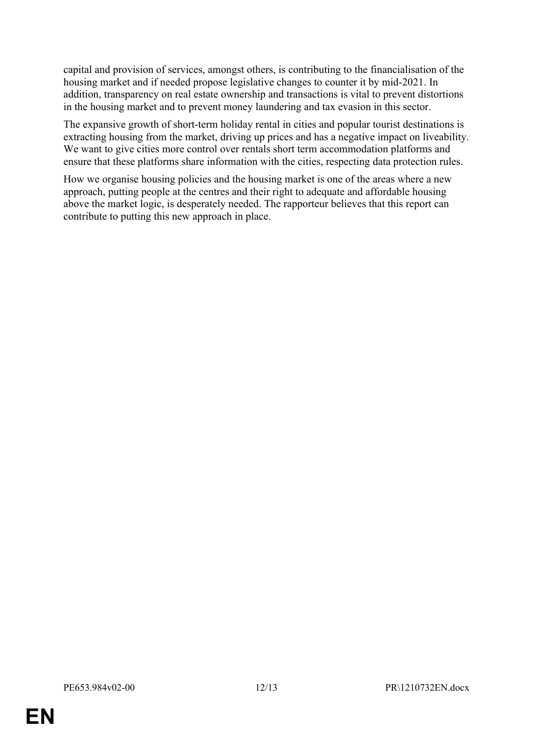capital and provision of services, amongst others, is contributing to the financialisation of the housing market and if needed propose legislative changes to counter it by mid-2021. In addition, transparency on real estate ownership and transactions is vital to prevent distortions in the housing market and to prevent money laundering and tax evasion in this sector.

The expansive growth of short-term holiday rental in cities and popular tourist destinations is extracting housing from the market, driving up prices and has a negative impact on liveability. We want to give cities more control over rentals short term accommodation platforms and ensure that these platforms share information with the cities, respecting data protection rules.

How we organise housing policies and the housing market is one of the areas where a new approach, putting people at the centres and their right to adequate and affordable housing above the market logic, is desperately needed. The rapporteur believes that this report can contribute to putting this new approach in place.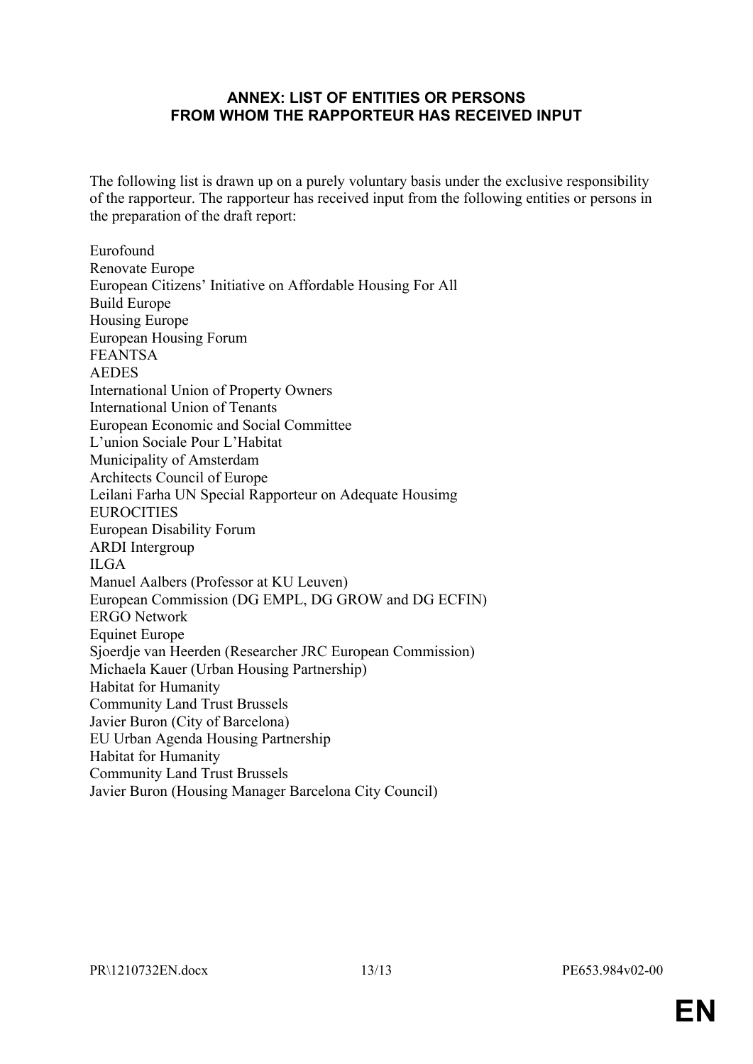## ANNEX: LIST OF ENTITIES OR PERSONS FROM WHOM THE RAPPORTEUR HAS RECEIVED INPUT

The following list is drawn up on a purely voluntary basis under the exclusive responsibility of the rapporteur. The rapporteur has received input from the following entities or persons in the preparation of the draft report:

Eurofound
Renovate Europe
European Citizens' Initiative on Affordable Housing For All
Build Europe
Housing Europe
European Housing Forum
FEANTSA
AEDES
International Union of Property Owners
International Union of Tenants
European Economic and Social Committee
L'union Sociale Pour L'Habitat
Municipality of Amsterdam
Architects Council of Europe
Leilani Farha UN Special Rapporteur on Adequate Housimg
EUROCITIES
European Disability Forum
ARDI Intergroup
ILGA
Manuel Aalbers (Professor at KU Leuven)
European Commission (DG EMPL, DG GROW and DG ECFIN)
ERGO Network
Equinet Europe
Sjoerdje van Heerden (Researcher JRC European Commission)
Michaela Kauer (Urban Housing Partnership)
Habitat for Humanity
Community Land Trust Brussels
Javier Buron (City of Barcelona)
EU Urban Agenda Housing Partnership
Habitat for Humanity
Community Land Trust Brussels
Javier Buron (Housing Manager Barcelona City Council)